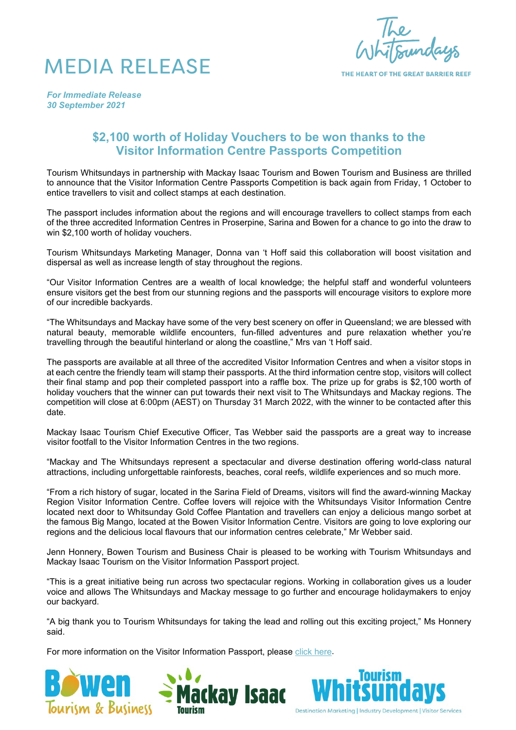# MEDIA RELEASE

*For Immediate Release*
*30 September 2021*

## $2,100 worth of Holiday Vouchers to be won thanks to the Visitor Information Centre Passports Competition

Tourism Whitsundays in partnership with Mackay Isaac Tourism and Bowen Tourism and Business are thrilled to announce that the Visitor Information Centre Passports Competition is back again from Friday, 1 October to entice travellers to visit and collect stamps at each destination.

The passport includes information about the regions and will encourage travellers to collect stamps from each of the three accredited Information Centres in Proserpine, Sarina and Bowen for a chance to go into the draw to win $2,100 worth of holiday vouchers.

Tourism Whitsundays Marketing Manager, Donna van 't Hoff said this collaboration will boost visitation and dispersal as well as increase length of stay throughout the regions.

"Our Visitor Information Centres are a wealth of local knowledge; the helpful staff and wonderful volunteers ensure visitors get the best from our stunning regions and the passports will encourage visitors to explore more of our incredible backyards.

"The Whitsundays and Mackay have some of the very best scenery on offer in Queensland; we are blessed with natural beauty, memorable wildlife encounters, fun-filled adventures and pure relaxation whether you're travelling through the beautiful hinterland or along the coastline," Mrs van 't Hoff said.

The passports are available at all three of the accredited Visitor Information Centres and when a visitor stops in at each centre the friendly team will stamp their passports. At the third information centre stop, visitors will collect their final stamp and pop their completed passport into a raffle box. The prize up for grabs is $2,100 worth of holiday vouchers that the winner can put towards their next visit to The Whitsundays and Mackay regions. The competition will close at 6:00pm (AEST) on Thursday 31 March 2022, with the winner to be contacted after this date.

Mackay Isaac Tourism Chief Executive Officer, Tas Webber said the passports are a great way to increase visitor footfall to the Visitor Information Centres in the two regions.

"Mackay and The Whitsundays represent a spectacular and diverse destination offering world-class natural attractions, including unforgettable rainforests, beaches, coral reefs, wildlife experiences and so much more.

"From a rich history of sugar, located in the Sarina Field of Dreams, visitors will find the award-winning Mackay Region Visitor Information Centre. Coffee lovers will rejoice with the Whitsundays Visitor Information Centre located next door to Whitsunday Gold Coffee Plantation and travellers can enjoy a delicious mango sorbet at the famous Big Mango, located at the Bowen Visitor Information Centre. Visitors are going to love exploring our regions and the delicious local flavours that our information centres celebrate," Mr Webber said.

Jenn Honnery, Bowen Tourism and Business Chair is pleased to be working with Tourism Whitsundays and Mackay Isaac Tourism on the Visitor Information Passport project.

"This is a great initiative being run across two spectacular regions. Working in collaboration gives us a louder voice and allows The Whitsundays and Mackay message to go further and encourage holidaymakers to enjoy our backyard.

"A big thank you to Tourism Whitsundays for taking the lead and rolling out this exciting project," Ms Honnery said.

For more information on the Visitor Information Passport, please click here.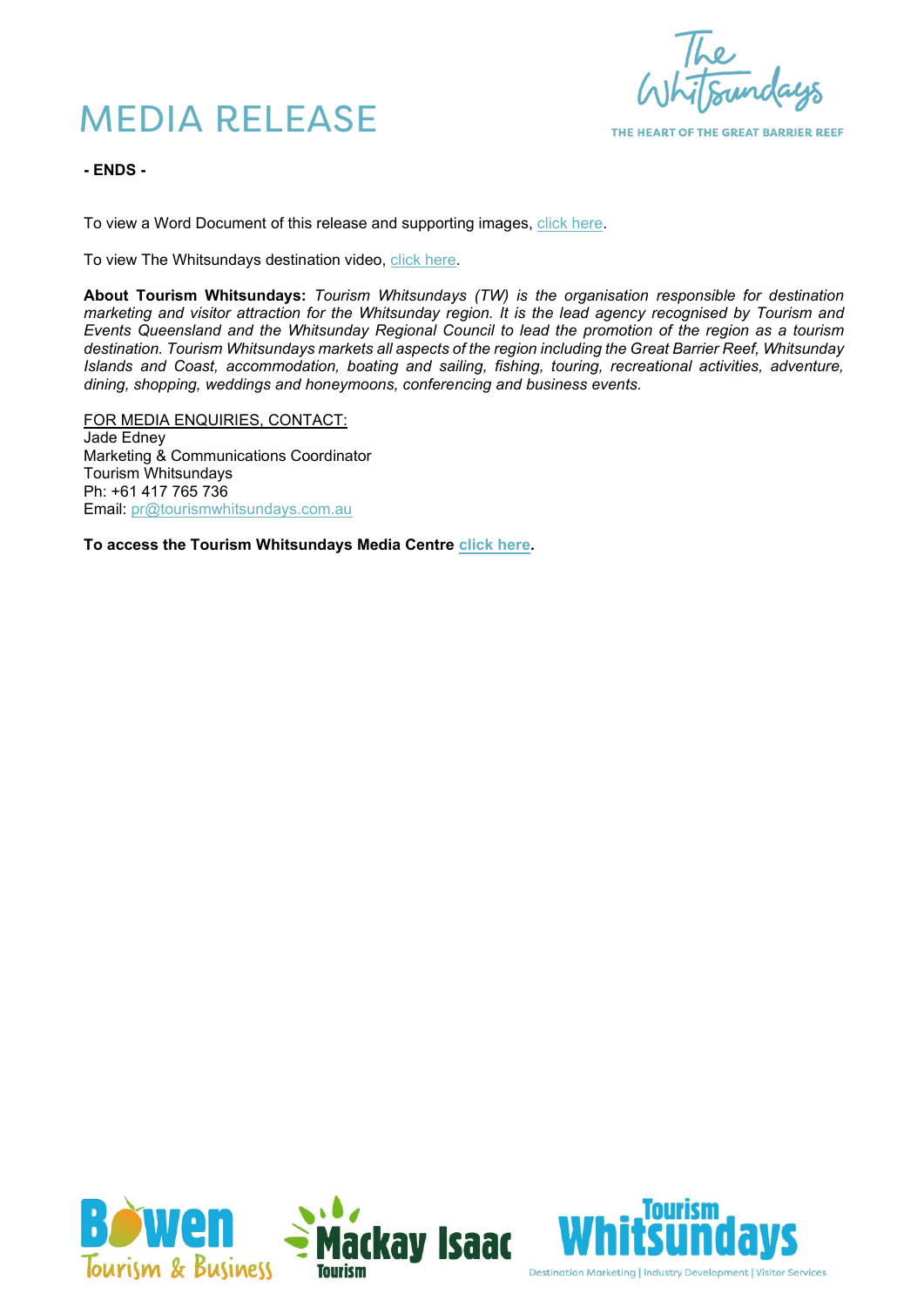# MEDIA RELEASE

**- ENDS -**

To view a Word Document of this release and supporting images, click here.

To view The Whitsundays destination video, click here.

**About Tourism Whitsundays:** *Tourism Whitsundays (TW) is the organisation responsible for destination marketing and visitor attraction for the Whitsunday region. It is the lead agency recognised by Tourism and Events Queensland and the Whitsunday Regional Council to lead the promotion of the region as a tourism destination. Tourism Whitsundays markets all aspects of the region including the Great Barrier Reef, Whitsunday Islands and Coast, accommodation, boating and sailing, fishing, touring, recreational activities, adventure, dining, shopping, weddings and honeymoons, conferencing and business events.*

FOR MEDIA ENQUIRIES, CONTACT:
Jade Edney
Marketing & Communications Coordinator
Tourism Whitsundays
Ph: +61 417 765 736
Email: pr@tourismwhitsundays.com.au

**To access the Tourism Whitsundays Media Centre click here.**